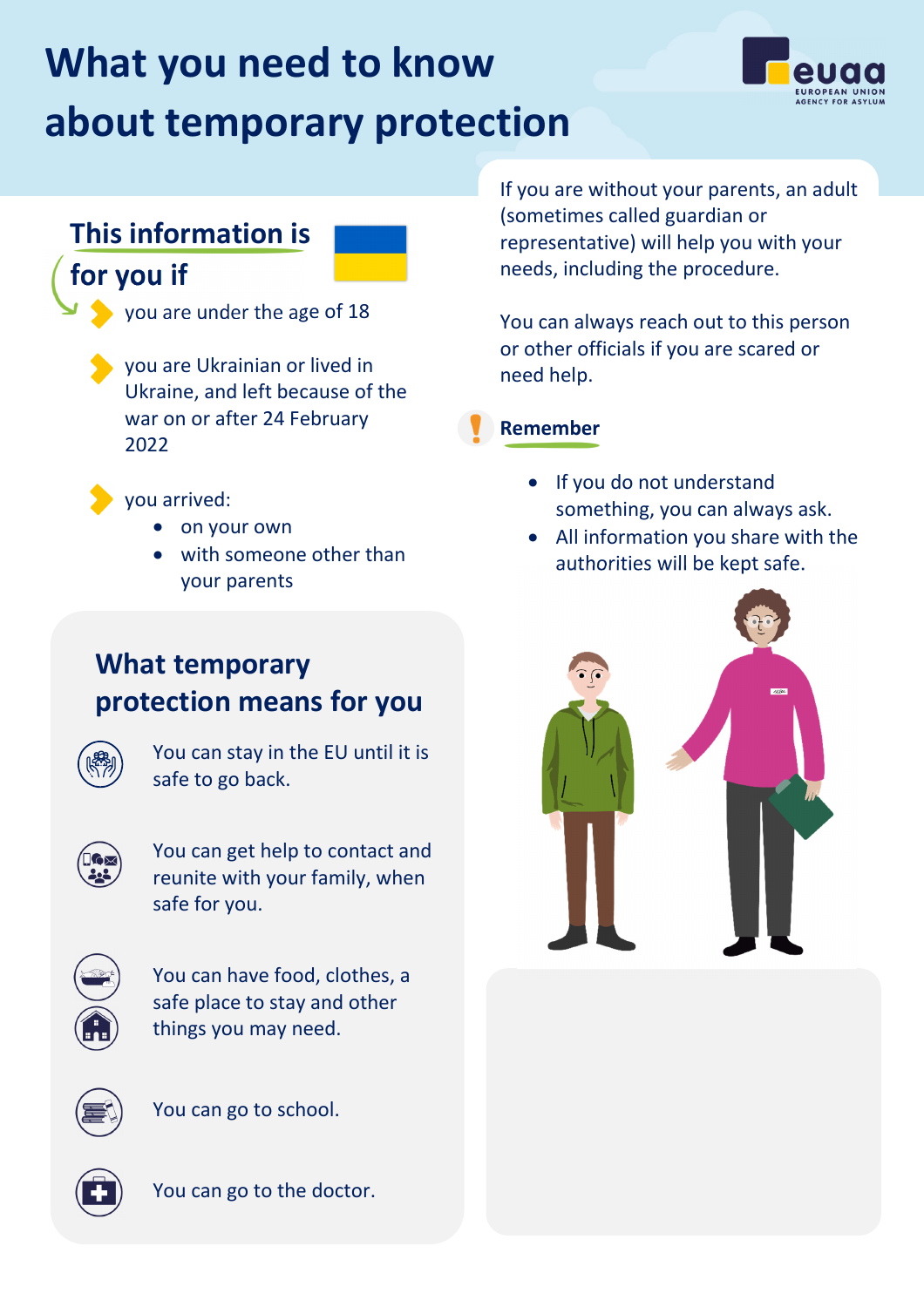# What you need to know about temporary protection

## This information is for you if

- you are under the age of 18
- you are Ukrainian or lived in Ukraine, and left because of the war on or after 24 February 2022
- you arrived:
  - on your own
  - with someone other than your parents

## What temporary protection means for you

- You can stay in the EU until it is safe to go back.
- You can get help to contact and reunite with your family, when safe for you.
- You can have food, clothes, a safe place to stay and other things you may need.
- You can go to school.
- You can go to the doctor.

If you are without your parents, an adult (sometimes called guardian or representative) will help you with your needs, including the procedure.

You can always reach out to this person or other officials if you are scared or need help.

### Remember

- If you do not understand something, you can always ask.
- All information you share with the authorities will be kept safe.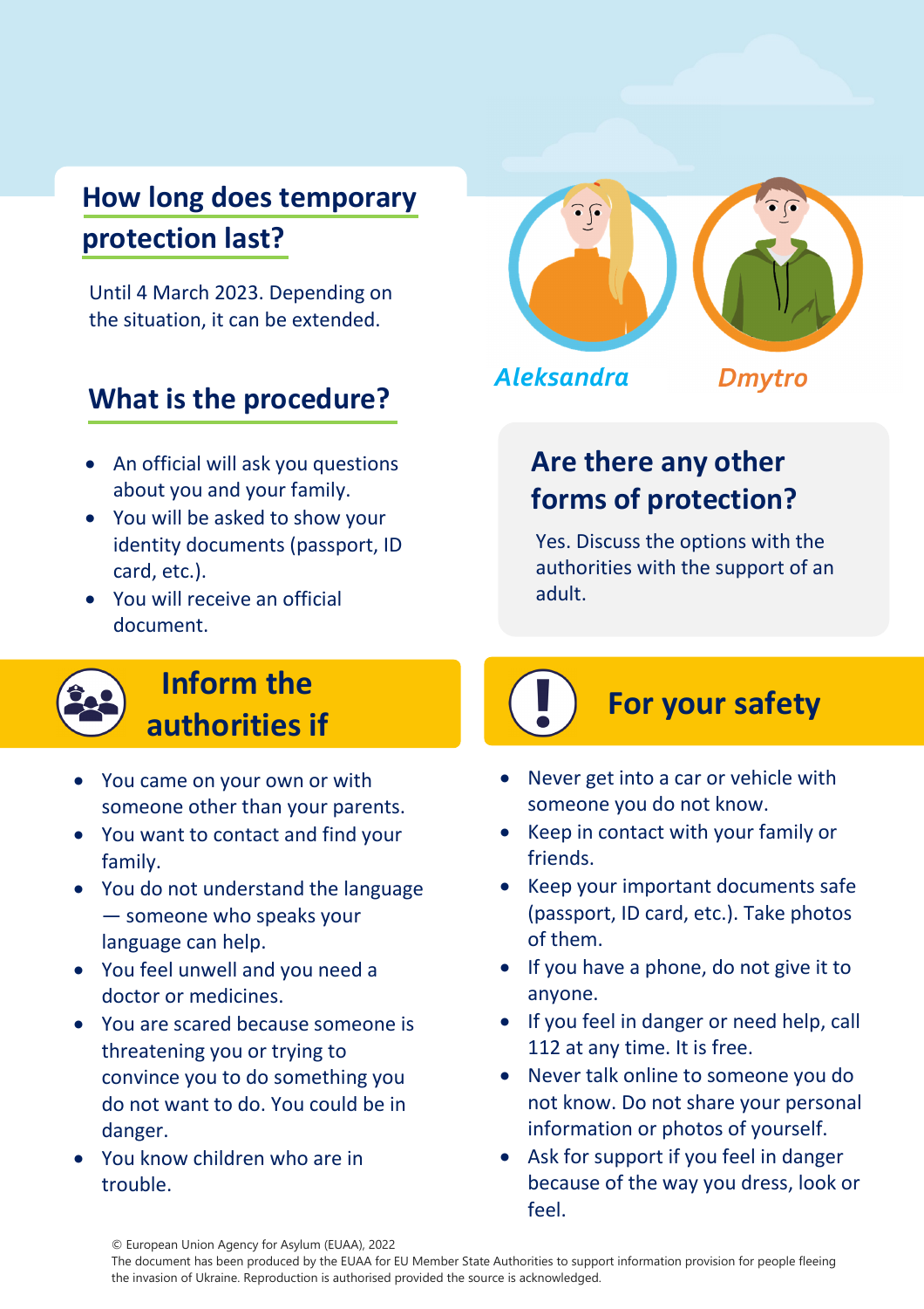## How long does temporary protection last?

Until 4 March 2023. Depending on the situation, it can be extended.

## What is the procedure?

- An official will ask you questions about you and your family.
- You will be asked to show your identity documents (passport, ID card, etc.).
- You will receive an official document.

Aleksandra

Dmytro

## Are there any other forms of protection?

Yes. Discuss the options with the authorities with the support of an adult.

## Inform the authorities if

- You came on your own or with someone other than your parents.
- You want to contact and find your family.
- You do not understand the language — someone who speaks your language can help.
- You feel unwell and you need a doctor or medicines.
- You are scared because someone is threatening you or trying to convince you to do something you do not want to do. You could be in danger.
- You know children who are in trouble.

## For your safety

- Never get into a car or vehicle with someone you do not know.
- Keep in contact with your family or friends.
- Keep your important documents safe (passport, ID card, etc.). Take photos of them.
- If you have a phone, do not give it to anyone.
- If you feel in danger or need help, call 112 at any time. It is free.
- Never talk online to someone you do not know. Do not share your personal information or photos of yourself.
- Ask for support if you feel in danger because of the way you dress, look or feel.

© European Union Agency for Asylum (EUAA), 2022
The document has been produced by the EUAA for EU Member State Authorities to support information provision for people fleeing the invasion of Ukraine. Reproduction is authorised provided the source is acknowledged.